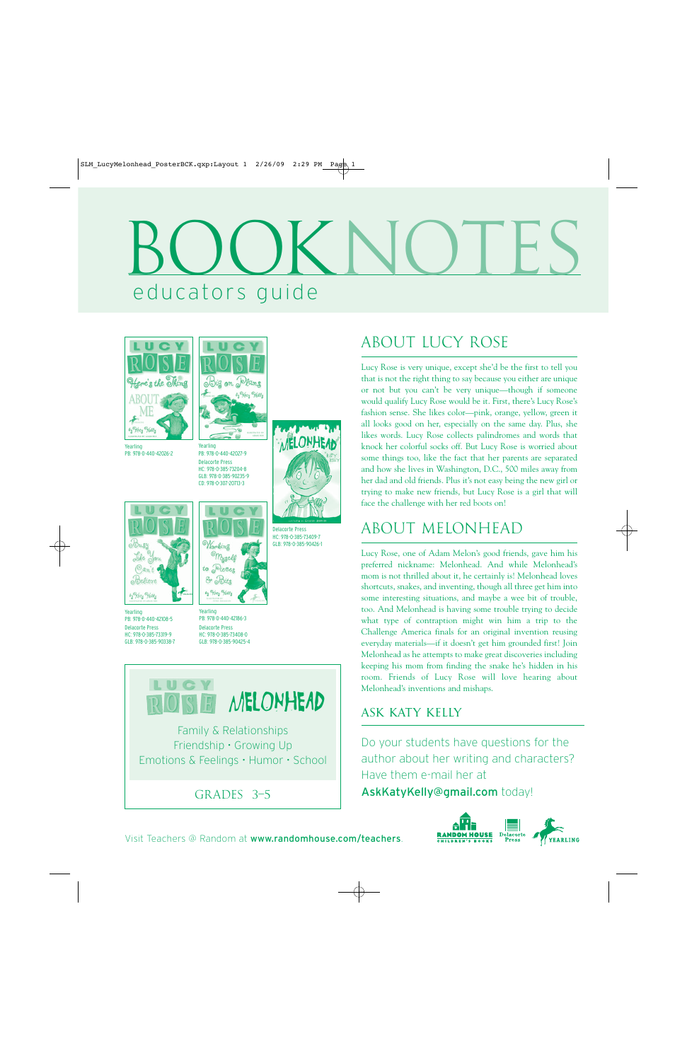# BOOKNOTES

educators guide

Yearling
PB: 978-0-440-42026-2

Yearling
PB: 978-0-440-42027-9
Delacorte Press
HC: 978-0-385-73204-8
GLB: 978-0-385-90235-9
CD: 978-0-307-20713-3

Delacorte Press
HC: 978-0-385-73409-7
GLB: 978-0-385-90426-1

Yearling
PB: 978-0-440-42108-5
Delacorte Press
HC: 978-0-385-73319-9
GLB: 978-0-385-90338-7

Yearling
PB: 978-0-440-42186-3
Delacorte Press
HC: 978-0-385-73408-0
GLB: 978-0-385-90425-4

LUCY ROSE MELONHEAD

Family & Relationships
Friendship • Growing Up
Emotions & Feelings • Humor • School

GRADES 3–5

## ABOUT LUCY ROSE

Lucy Rose is very unique, except she'd be the first to tell you that is not the right thing to say because you either are unique or not but you can't be very unique—though if someone would qualify Lucy Rose would be it. First, there's Lucy Rose's fashion sense. She likes color—pink, orange, yellow, green it all looks good on her, especially on the same day. Plus, she likes words. Lucy Rose collects palindromes and words that knock her colorful socks off. But Lucy Rose is worried about some things too, like the fact that her parents are separated and how she lives in Washington, D.C., 500 miles away from her dad and old friends. Plus it's not easy being the new girl or trying to make new friends, but Lucy Rose is a girl that will face the challenge with her red boots on!

## ABOUT MELONHEAD

Lucy Rose, one of Adam Melon's good friends, gave him his preferred nickname: Melonhead. And while Melonhead's mom is not thrilled about it, he certainly is! Melonhead loves shortcuts, snakes, and inventing, though all three get him into some interesting situations, and maybe a wee bit of trouble, too. And Melonhead is having some trouble trying to decide what type of contraption might win him a trip to the Challenge America finals for an original invention reusing everyday materials—if it doesn't get him grounded first! Join Melonhead as he attempts to make great discoveries including keeping his mom from finding the snake he's hidden in his room. Friends of Lucy Rose will love hearing about Melonhead's inventions and mishaps.

## ASK KATY KELLY

Do your students have questions for the author about her writing and characters? Have them e-mail her at **AskKatyKelly@gmail.com** today!

Visit Teachers @ Random at **www.randomhouse.com/teachers**.

RANDOM HOUSE CHILDREN'S BOOKS · Delacorte Press · YEARLING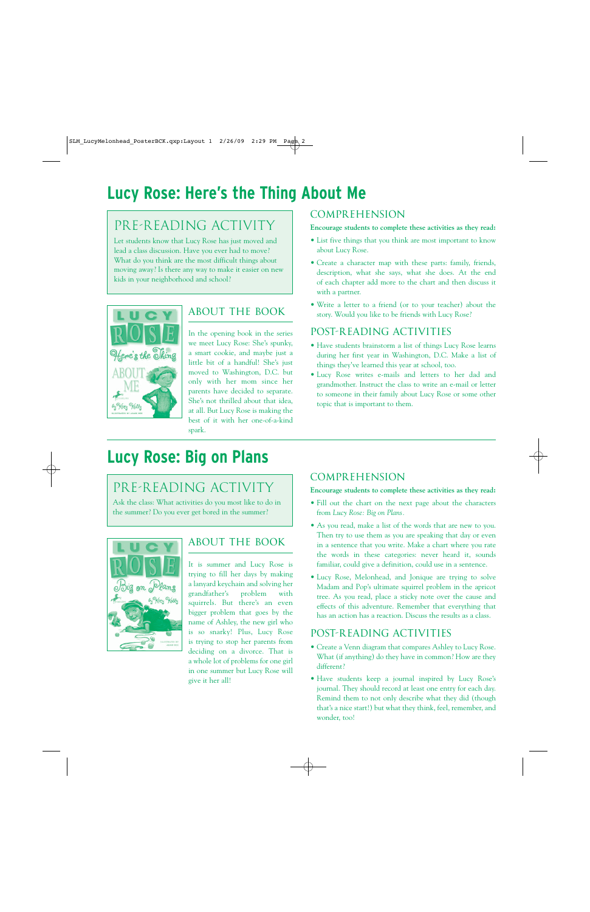# Lucy Rose: Here's the Thing About Me

## PRE-READING ACTIVITY

Let students know that Lucy Rose has just moved and lead a class discussion. Have you ever had to move? What do you think are the most difficult things about moving away? Is there any way to make it easier on new kids in your neighborhood and school?

## ABOUT THE BOOK

In the opening book in the series we meet Lucy Rose: She's spunky, a smart cookie, and maybe just a little bit of a handful! She's just moved to Washington, D.C. but only with her mom since her parents have decided to separate. She's not thrilled about that idea, at all. But Lucy Rose is making the best of it with her one-of-a-kind spark.

## COMPREHENSION

**Encourage students to complete these activities as they read:**

- List five things that you think are most important to know about Lucy Rose.
- Create a character map with these parts: family, friends, description, what she says, what she does. At the end of each chapter add more to the chart and then discuss it with a partner.
- Write a letter to a friend (or to your teacher) about the story. Would you like to be friends with Lucy Rose?

## POST-READING ACTIVITIES

- Have students brainstorm a list of things Lucy Rose learns during her first year in Washington, D.C. Make a list of things they've learned this year at school, too.
- Lucy Rose writes e-mails and letters to her dad and grandmother. Instruct the class to write an e-mail or letter to someone in their family about Lucy Rose or some other topic that is important to them.

---

# Lucy Rose: Big on Plans

## PRE-READING ACTIVITY

Ask the class: What activities do you most like to do in the summer? Do you ever get bored in the summer?

## ABOUT THE BOOK

It is summer and Lucy Rose is trying to fill her days by making a lanyard keychain and solving her grandfather's problem with squirrels. But there's an even bigger problem that goes by the name of Ashley, the new girl who is so snarky! Plus, Lucy Rose is trying to stop her parents from deciding on a divorce. That is a whole lot of problems for one girl in one summer but Lucy Rose will give it her all!

## COMPREHENSION

**Encourage students to complete these activities as they read:**

- Fill out the chart on the next page about the characters from *Lucy Rose: Big on Plans*.
- As you read, make a list of the words that are new to you. Then try to use them as you are speaking that day or even in a sentence that you write. Make a chart where you rate the words in these categories: never heard it, sounds familiar, could give a definition, could use in a sentence.
- Lucy Rose, Melonhead, and Jonique are trying to solve Madam and Pop's ultimate squirrel problem in the apricot tree. As you read, place a sticky note over the cause and effects of this adventure. Remember that everything that has an action has a reaction. Discuss the results as a class.

## POST-READING ACTIVITIES

- Create a Venn diagram that compares Ashley to Lucy Rose. What (if anything) do they have in common? How are they different?
- Have students keep a journal inspired by Lucy Rose's journal. They should record at least one entry for each day. Remind them to not only describe what they did (though that's a nice start!) but what they think, feel, remember, and wonder, too!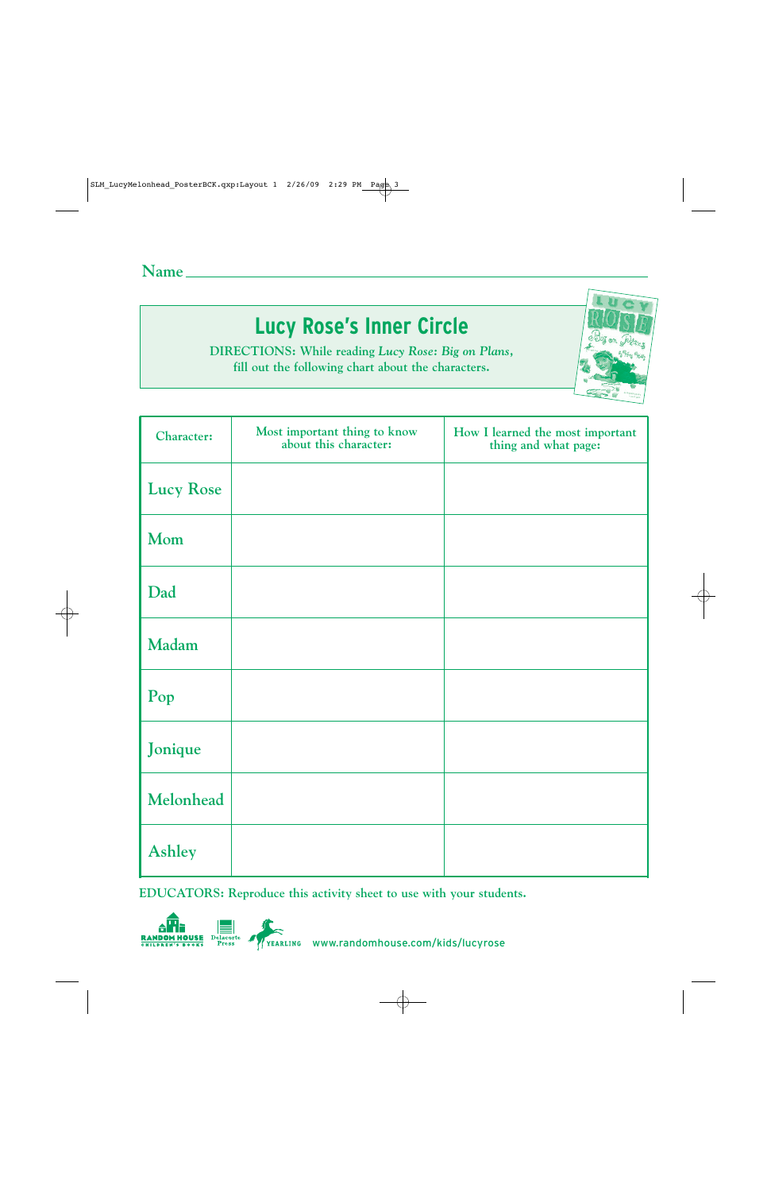Name ______________________________

# Lucy Rose's Inner Circle

DIRECTIONS: While reading *Lucy Rose: Big on Plans*, fill out the following chart about the characters.

| Character: | Most important thing to know about this character: | How I learned the most important thing and what page: |
|---|---|---|
| Lucy Rose | | |
| Mom | | |
| Dad | | |
| Madam | | |
| Pop | | |
| Jonique | | |
| Melonhead | | |
| Ashley | | |

EDUCATORS: Reproduce this activity sheet to use with your students.

Random House Children's Books · Delacorte Press · Yearling · www.randomhouse.com/kids/lucyrose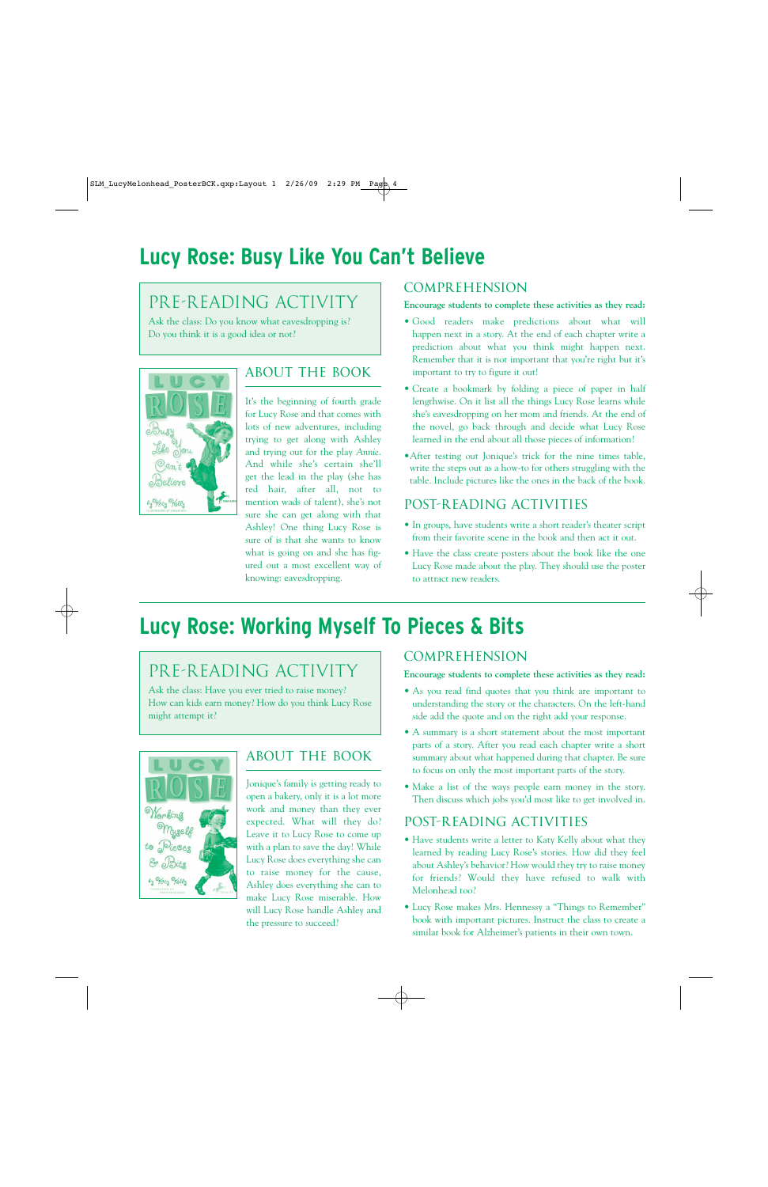# Lucy Rose: Busy Like You Can't Believe

## PRE-READING ACTIVITY

Ask the class: Do you know what eavesdropping is? Do you think it is a good idea or not?

## ABOUT THE BOOK

It's the beginning of fourth grade for Lucy Rose and that comes with lots of new adventures, including trying to get along with Ashley and trying out for the play *Annie*. And while she's certain she'll get the lead in the play (she has red hair, after all, not to mention wads of talent), she's not sure she can get along with that Ashley! One thing Lucy Rose is sure of is that she wants to know what is going on and she has figured out a most excellent way of knowing: eavesdropping.

## COMPREHENSION

**Encourage students to complete these activities as they read:**

- Good readers make predictions about what will happen next in a story. At the end of each chapter write a prediction about what you think might happen next. Remember that it is not important that you're right but it's important to try to figure it out!
- Create a bookmark by folding a piece of paper in half lengthwise. On it list all the things Lucy Rose learns while she's eavesdropping on her mom and friends. At the end of the novel, go back through and decide what Lucy Rose learned in the end about all those pieces of information!
- After testing out Jonique's trick for the nine times table, write the steps out as a how-to for others struggling with the table. Include pictures like the ones in the back of the book.

## POST-READING ACTIVITIES

- In groups, have students write a short reader's theater script from their favorite scene in the book and then act it out.
- Have the class create posters about the book like the one Lucy Rose made about the play. They should use the poster to attract new readers.

# Lucy Rose: Working Myself To Pieces & Bits

## PRE-READING ACTIVITY

Ask the class: Have you ever tried to earn money? How can kids earn money? How do you think Lucy Rose might attempt it?

## ABOUT THE BOOK

Jonique's family is getting ready to open a bakery, only it is a lot more work and money than they ever expected. What will they do? Leave it to Lucy Rose to come up with a plan to save the day! While Lucy Rose does everything she can to raise money for the cause, Ashley does everything she can to make Lucy Rose miserable. How will Lucy Rose handle Ashley and the pressure to succeed?

## COMPREHENSION

**Encourage students to complete these activities as they read:**

- As you read find quotes that you think are important to understanding the story or the characters. On the left-hand side add the quote and on the right add your response.
- A summary is a short statement about the most important parts of a story. After you read each chapter write a short summary about what happened during that chapter. Be sure to focus on only the most important parts of the story.
- Make a list of the ways people earn money in the story. Then discuss which jobs you'd most like to get involved in.

## POST-READING ACTIVITIES

- Have students write a letter to Katy Kelly about what they learned by reading Lucy Rose's stories. How did they feel about Ashley's behavior? How would they try to raise money for friends? Would they have refused to walk with Melonhead too?
- Lucy Rose makes Mrs. Hennessy a "Things to Remember" book with important pictures. Instruct the class to create a similar book for Alzheimer's patients in their own town.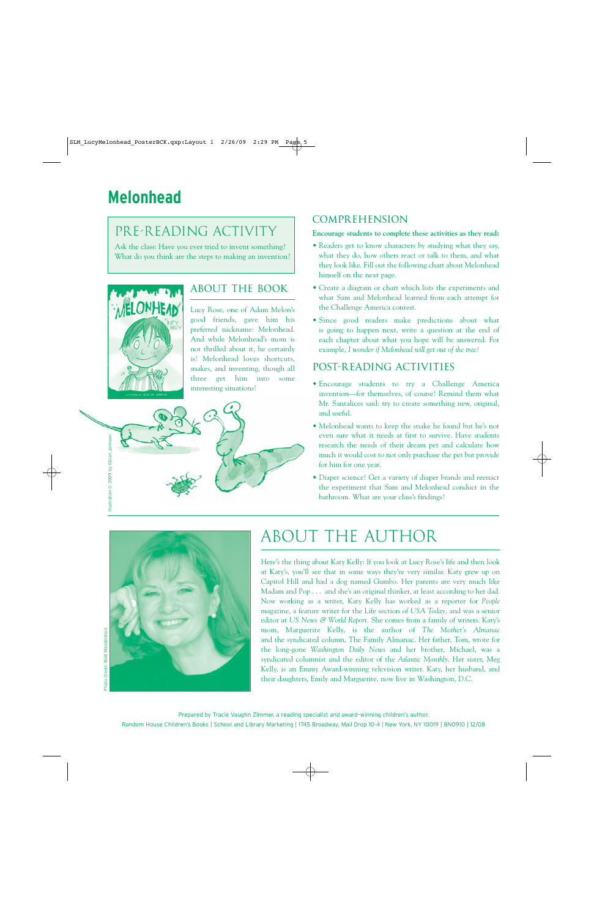# Melonhead

## PRE-READING ACTIVITY

Ask the class: Have you ever tried to invent something? What do you think are the steps to making an invention?

## ABOUT THE BOOK

Lucy Rose, one of Adam Melon's good friends, gave him his preferred nickname: Melonhead. And while Melonhead's mom is not thrilled about it, he certainly is! Melonhead loves shortcuts, snakes, and inventing, though all three get him into some interesting situations!

Illustration © 2009 by Gillian Johnson

## COMPREHENSION

**Encourage students to complete these activities as they read:**

- Readers get to know characters by studying what they say, what they do, how others react or talk to them, and what they look like. Fill out the following chart about Melonhead himself on the next page.
- Create a diagram or chart which lists the experiments and what Sam and Melonhead learned from each attempt for the Challenge America contest.
- Since good readers make predictions about what is going to happen next, write a question at the end of each chapter about what you hope will be answered. For example, *I wonder if Melonhead will get out of the tree?*

## POST-READING ACTIVITIES

- Encourage students to try a Challenge America invention—for themselves, of course! Remind them what Mr. Santalices said: try to create something new, original, and useful.
- Melonhead wants to keep the snake he found but he's not even sure what it needs at first to survive. Have students research the needs of their dream pet and calculate how much it would cost to not only purchase the pet but provide for him for one year.
- Diaper science! Get a variety of diaper brands and reenact the experiment that Sam and Melonhead conduct in the bathroom. What are your class's findings?

## ABOUT THE AUTHOR

Photo credit: Matt Mendelsohn

Here's the thing about Katy Kelly: If you look at Lucy Rose's life and then look at Katy's, you'll see that in some ways they're very similar. Katy grew up on Capitol Hill and had a dog named Gumbo. Her parents are very much like Madam and Pop . . . and she's an original thinker, at least according to her dad. Now working as a writer, Katy Kelly has worked as a reporter for *People* magazine, a feature writer for the Life section of *USA Today*, and was a senior editor at *US News & World Report*. She comes from a family of writers. Katy's mom, Marguerite Kelly, is the author of *The Mother's Almanac* and the syndicated column, The Family Almanac. Her father, Tom, wrote for the long-gone *Washington Daily News* and her brother, Michael, was a syndicated columnist and the editor of the *Atlantic Monthly*. Her sister, Meg Kelly, is an Emmy Award-winning television writer. Katy, her husband, and their daughters, Emily and Marguerite, now live in Washington, D.C.

Prepared by Tracie Vaughn Zimmer, a reading specialist and award-winning children's author.

Random House Children's Books | School and Library Marketing | 1745 Broadway, Mail Drop 10-4 | New York, NY 10019 | BN0910 | 12/08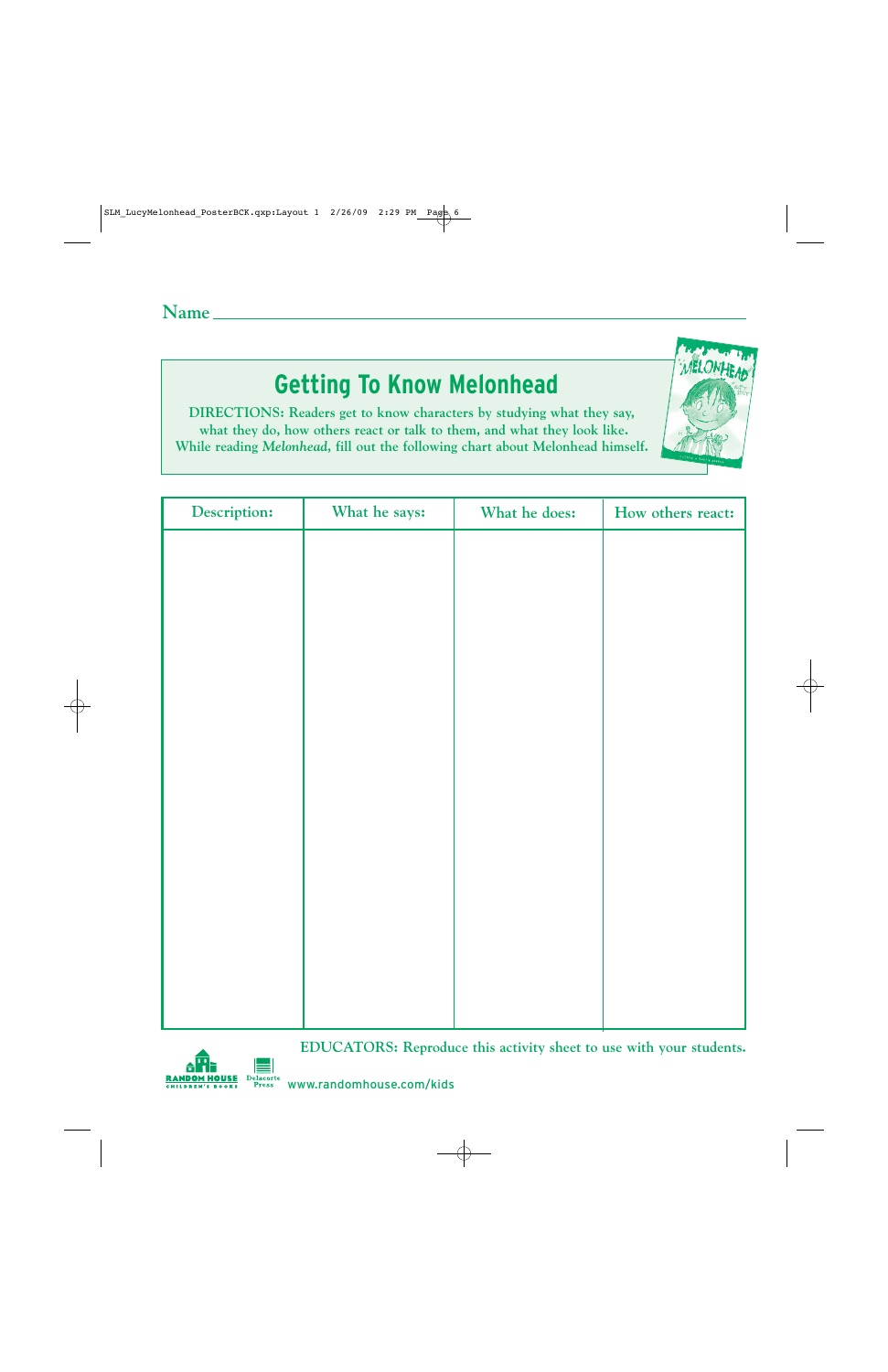Name ___________________________________________

## Getting To Know Melonhead

DIRECTIONS: Readers get to know characters by studying what they say, what they do, how others react or talk to them, and what they look like. While reading *Melonhead*, fill out the following chart about Melonhead himself.

| Description: | What he says: | What he does: | How others react: |
| --- | --- | --- | --- |
| | | | |

EDUCATORS: Reproduce this activity sheet to use with your students.

www.randomhouse.com/kids